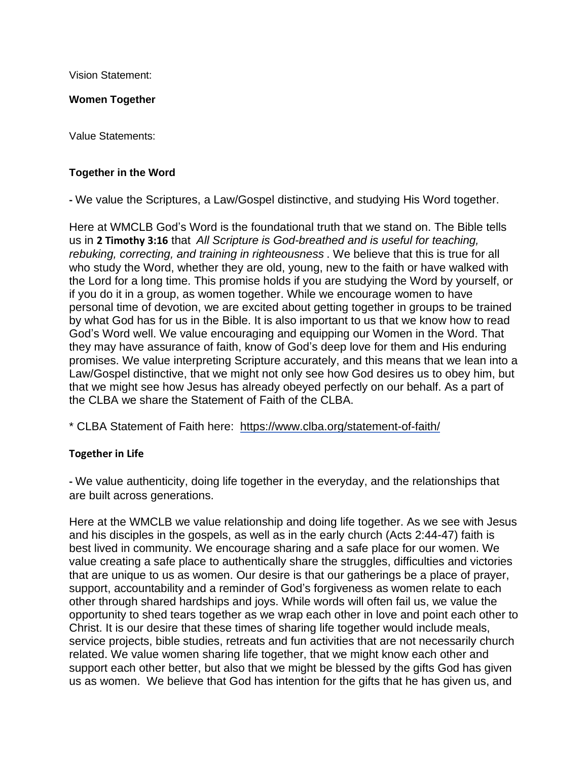Vision Statement:

**Women Together**

Value Statements:

**Together in the Word**

**-** We value the Scriptures, a Law/Gospel distinctive, and studying His Word together.

Here at WMCLB God's Word is the foundational truth that we stand on. The Bible tells us in **2 Timothy 3:16** that *All Scripture is God-breathed and is useful for teaching, rebuking, correcting, and training in righteousness* . We believe that this is true for all who study the Word, whether they are old, young, new to the faith or have walked with the Lord for a long time. This promise holds if you are studying the Word by yourself, or if you do it in a group, as women together. While we encourage women to have personal time of devotion, we are excited about getting together in groups to be trained by what God has for us in the Bible. It is also important to us that we know how to read God's Word well. We value encouraging and equipping our Women in the Word. That they may have assurance of faith, know of God's deep love for them and His enduring promises. We value interpreting Scripture accurately, and this means that we lean into a Law/Gospel distinctive, that we might not only see how God desires us to obey him, but that we might see how Jesus has already obeyed perfectly on our behalf. As a part of the CLBA we share the Statement of Faith of the CLBA.

* CLBA Statement of Faith here: https://www.clba.org/statement-of-faith/

**Together in Life**

**-** We value authenticity, doing life together in the everyday, and the relationships that are built across generations.

Here at the WMCLB we value relationship and doing life together. As we see with Jesus and his disciples in the gospels, as well as in the early church (Acts 2:44-47) faith is best lived in community. We encourage sharing and a safe place for our women. We value creating a safe place to authentically share the struggles, difficulties and victories that are unique to us as women. Our desire is that our gatherings be a place of prayer, support, accountability and a reminder of God's forgiveness as women relate to each other through shared hardships and joys. While words will often fail us, we value the opportunity to shed tears together as we wrap each other in love and point each other to Christ. It is our desire that these times of sharing life together would include meals, service projects, bible studies, retreats and fun activities that are not necessarily church related. We value women sharing life together, that we might know each other and support each other better, but also that we might be blessed by the gifts God has given us as women. We believe that God has intention for the gifts that he has given us, and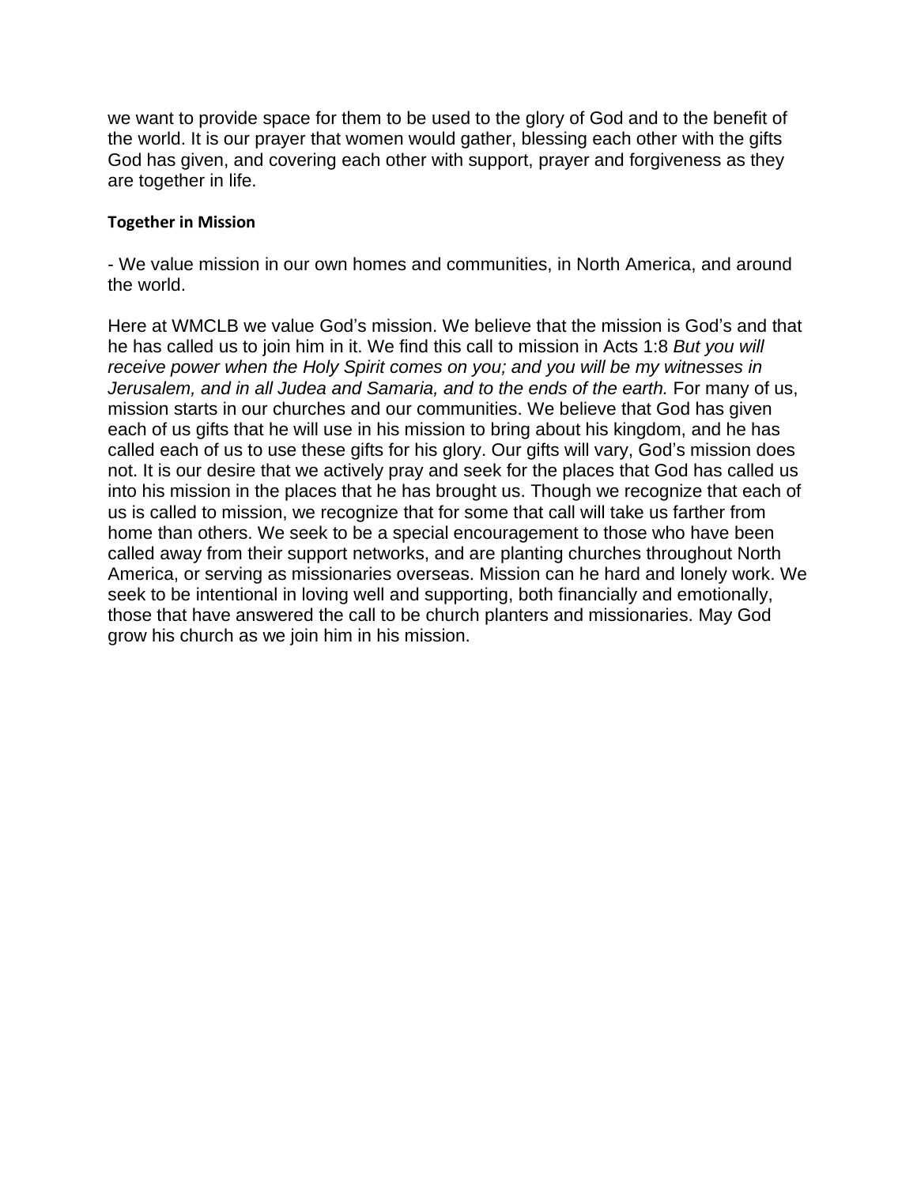we want to provide space for them to be used to the glory of God and to the benefit of the world. It is our prayer that women would gather, blessing each other with the gifts God has given, and covering each other with support, prayer and forgiveness as they are together in life.

**Together in Mission**

- We value mission in our own homes and communities, in North America, and around the world.

Here at WMCLB we value God's mission. We believe that the mission is God's and that he has called us to join him in it. We find this call to mission in Acts 1:8 *But you will receive power when the Holy Spirit comes on you; and you will be my witnesses in Jerusalem, and in all Judea and Samaria, and to the ends of the earth.* For many of us, mission starts in our churches and our communities. We believe that God has given each of us gifts that he will use in his mission to bring about his kingdom, and he has called each of us to use these gifts for his glory. Our gifts will vary, God's mission does not. It is our desire that we actively pray and seek for the places that God has called us into his mission in the places that he has brought us. Though we recognize that each of us is called to mission, we recognize that for some that call will take us farther from home than others. We seek to be a special encouragement to those who have been called away from their support networks, and are planting churches throughout North America, or serving as missionaries overseas. Mission can he hard and lonely work. We seek to be intentional in loving well and supporting, both financially and emotionally, those that have answered the call to be church planters and missionaries. May God grow his church as we join him in his mission.